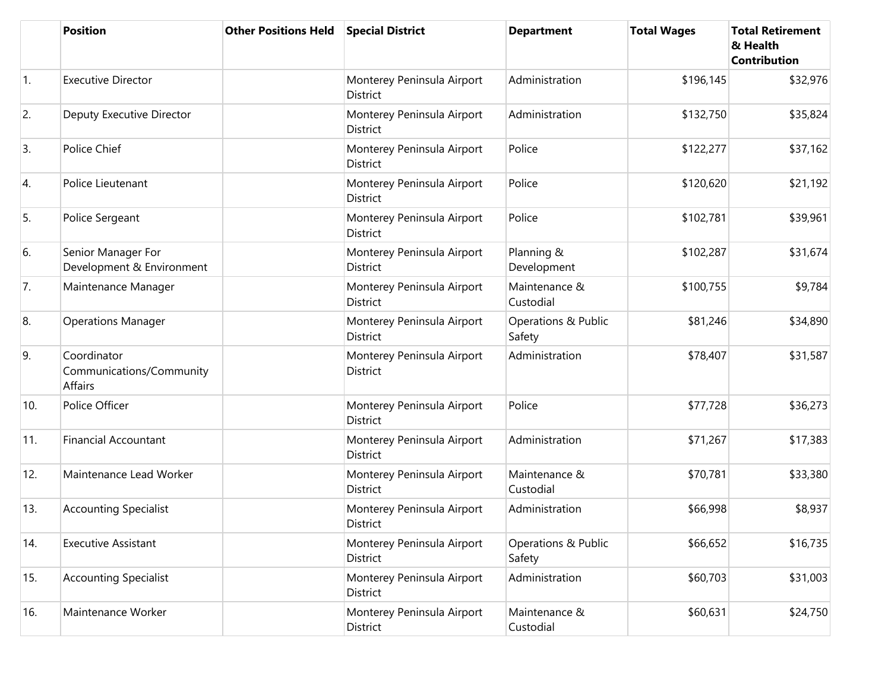| | Position | Other Positions Held | Special District | Department | Total Wages | Total Retirement & Health Contribution |
|---|---|---|---|---|---|---|
| 1. | Executive Director | | Monterey Peninsula Airport District | Administration | $196,145 | $32,976 |
| 2. | Deputy Executive Director | | Monterey Peninsula Airport District | Administration | $132,750 | $35,824 |
| 3. | Police Chief | | Monterey Peninsula Airport District | Police | $122,277 | $37,162 |
| 4. | Police Lieutenant | | Monterey Peninsula Airport District | Police | $120,620 | $21,192 |
| 5. | Police Sergeant | | Monterey Peninsula Airport District | Police | $102,781 | $39,961 |
| 6. | Senior Manager For Development & Environment | | Monterey Peninsula Airport District | Planning & Development | $102,287 | $31,674 |
| 7. | Maintenance Manager | | Monterey Peninsula Airport District | Maintenance & Custodial | $100,755 | $9,784 |
| 8. | Operations Manager | | Monterey Peninsula Airport District | Operations & Public Safety | $81,246 | $34,890 |
| 9. | Coordinator Communications/Community Affairs | | Monterey Peninsula Airport District | Administration | $78,407 | $31,587 |
| 10. | Police Officer | | Monterey Peninsula Airport District | Police | $77,728 | $36,273 |
| 11. | Financial Accountant | | Monterey Peninsula Airport District | Administration | $71,267 | $17,383 |
| 12. | Maintenance Lead Worker | | Monterey Peninsula Airport District | Maintenance & Custodial | $70,781 | $33,380 |
| 13. | Accounting Specialist | | Monterey Peninsula Airport District | Administration | $66,998 | $8,937 |
| 14. | Executive Assistant | | Monterey Peninsula Airport District | Operations & Public Safety | $66,652 | $16,735 |
| 15. | Accounting Specialist | | Monterey Peninsula Airport District | Administration | $60,703 | $31,003 |
| 16. | Maintenance Worker | | Monterey Peninsula Airport District | Maintenance & Custodial | $60,631 | $24,750 |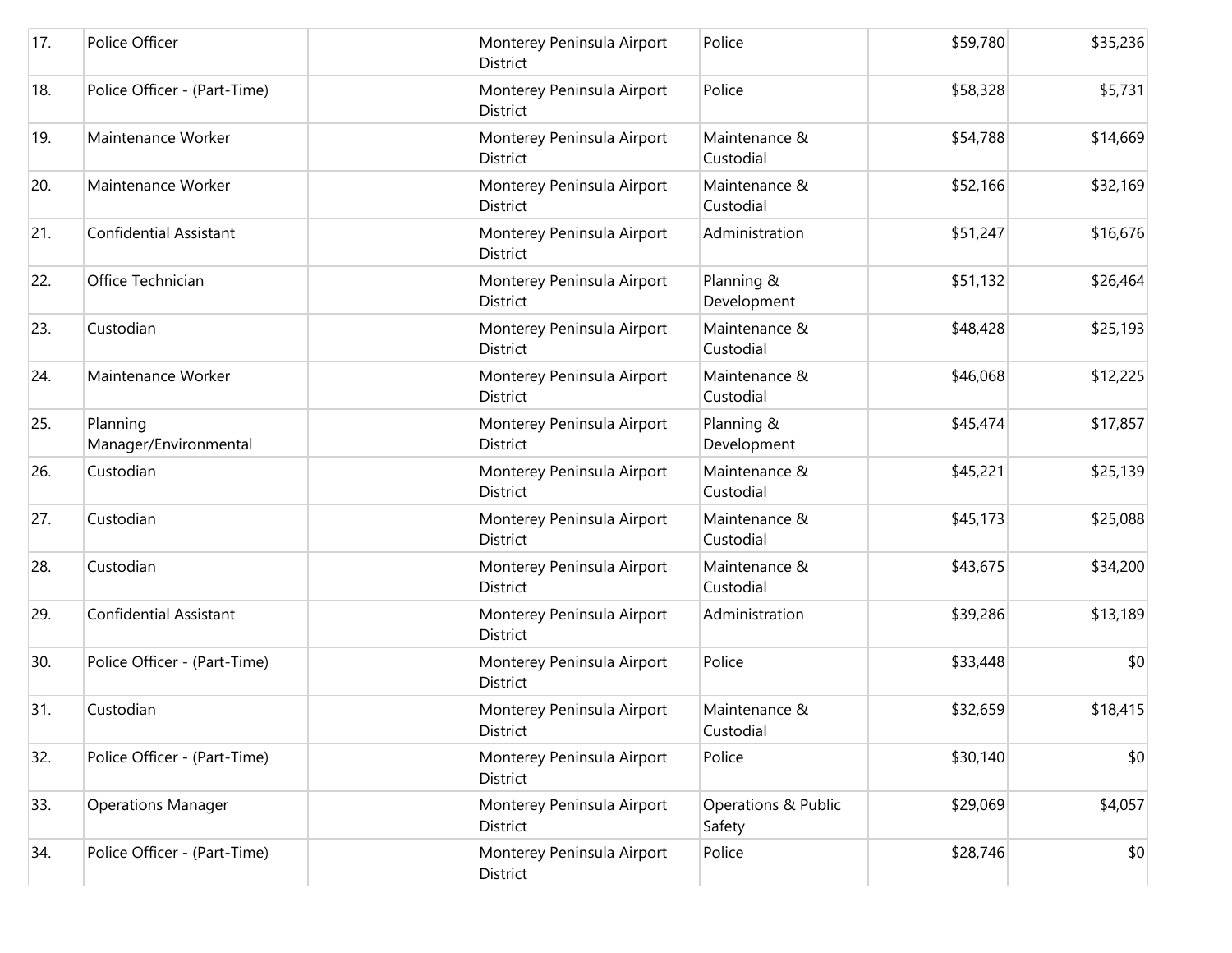| | | | | | | |
|---|---|---|---|---|---|---|
| 17. | Police Officer | | Monterey Peninsula Airport District | Police | $59,780 | $35,236 |
| 18. | Police Officer - (Part-Time) | | Monterey Peninsula Airport District | Police | $58,328 | $5,731 |
| 19. | Maintenance Worker | | Monterey Peninsula Airport District | Maintenance & Custodial | $54,788 | $14,669 |
| 20. | Maintenance Worker | | Monterey Peninsula Airport District | Maintenance & Custodial | $52,166 | $32,169 |
| 21. | Confidential Assistant | | Monterey Peninsula Airport District | Administration | $51,247 | $16,676 |
| 22. | Office Technician | | Monterey Peninsula Airport District | Planning & Development | $51,132 | $26,464 |
| 23. | Custodian | | Monterey Peninsula Airport District | Maintenance & Custodial | $48,428 | $25,193 |
| 24. | Maintenance Worker | | Monterey Peninsula Airport District | Maintenance & Custodial | $46,068 | $12,225 |
| 25. | Planning Manager/Environmental | | Monterey Peninsula Airport District | Planning & Development | $45,474 | $17,857 |
| 26. | Custodian | | Monterey Peninsula Airport District | Maintenance & Custodial | $45,221 | $25,139 |
| 27. | Custodian | | Monterey Peninsula Airport District | Maintenance & Custodial | $45,173 | $25,088 |
| 28. | Custodian | | Monterey Peninsula Airport District | Maintenance & Custodial | $43,675 | $34,200 |
| 29. | Confidential Assistant | | Monterey Peninsula Airport District | Administration | $39,286 | $13,189 |
| 30. | Police Officer - (Part-Time) | | Monterey Peninsula Airport District | Police | $33,448 | $0 |
| 31. | Custodian | | Monterey Peninsula Airport District | Maintenance & Custodial | $32,659 | $18,415 |
| 32. | Police Officer - (Part-Time) | | Monterey Peninsula Airport District | Police | $30,140 | $0 |
| 33. | Operations Manager | | Monterey Peninsula Airport District | Operations & Public Safety | $29,069 | $4,057 |
| 34. | Police Officer - (Part-Time) | | Monterey Peninsula Airport District | Police | $28,746 | $0 |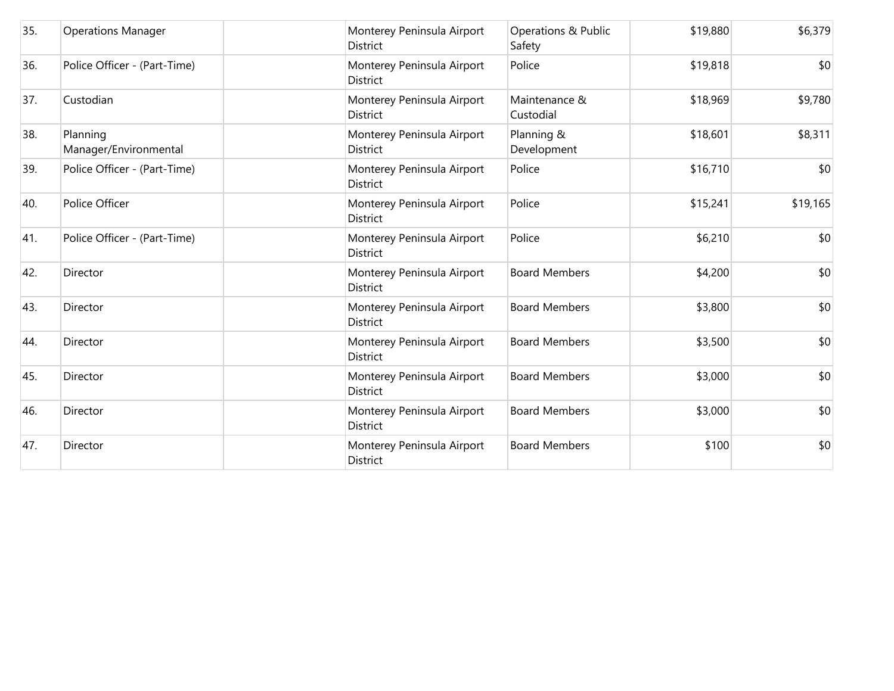| | | | | | | |
|---|---|---|---|---|---|---|
| 35. | Operations Manager | | Monterey Peninsula Airport District | Operations & Public Safety | $19,880 | $6,379 |
| 36. | Police Officer - (Part-Time) | | Monterey Peninsula Airport District | Police | $19,818 | $0 |
| 37. | Custodian | | Monterey Peninsula Airport District | Maintenance & Custodial | $18,969 | $9,780 |
| 38. | Planning Manager/Environmental | | Monterey Peninsula Airport District | Planning & Development | $18,601 | $8,311 |
| 39. | Police Officer - (Part-Time) | | Monterey Peninsula Airport District | Police | $16,710 | $0 |
| 40. | Police Officer | | Monterey Peninsula Airport District | Police | $15,241 | $19,165 |
| 41. | Police Officer - (Part-Time) | | Monterey Peninsula Airport District | Police | $6,210 | $0 |
| 42. | Director | | Monterey Peninsula Airport District | Board Members | $4,200 | $0 |
| 43. | Director | | Monterey Peninsula Airport District | Board Members | $3,800 | $0 |
| 44. | Director | | Monterey Peninsula Airport District | Board Members | $3,500 | $0 |
| 45. | Director | | Monterey Peninsula Airport District | Board Members | $3,000 | $0 |
| 46. | Director | | Monterey Peninsula Airport District | Board Members | $3,000 | $0 |
| 47. | Director | | Monterey Peninsula Airport District | Board Members | $100 | $0 |